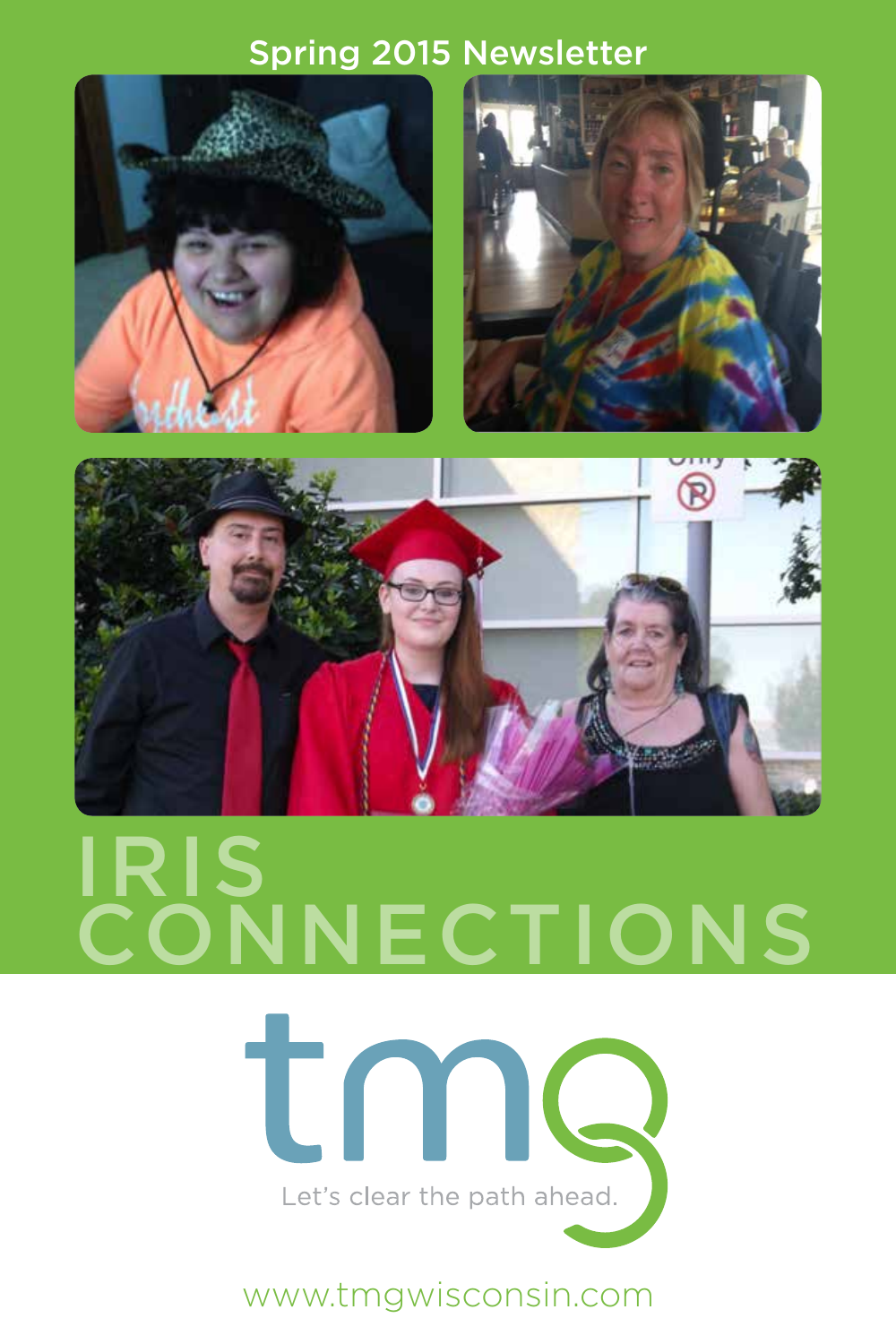Spring 2015 Newsletter

# IRIS CONNECTIONS

tmg

Let's clear the path ahead.

www.tmgwisconsin.com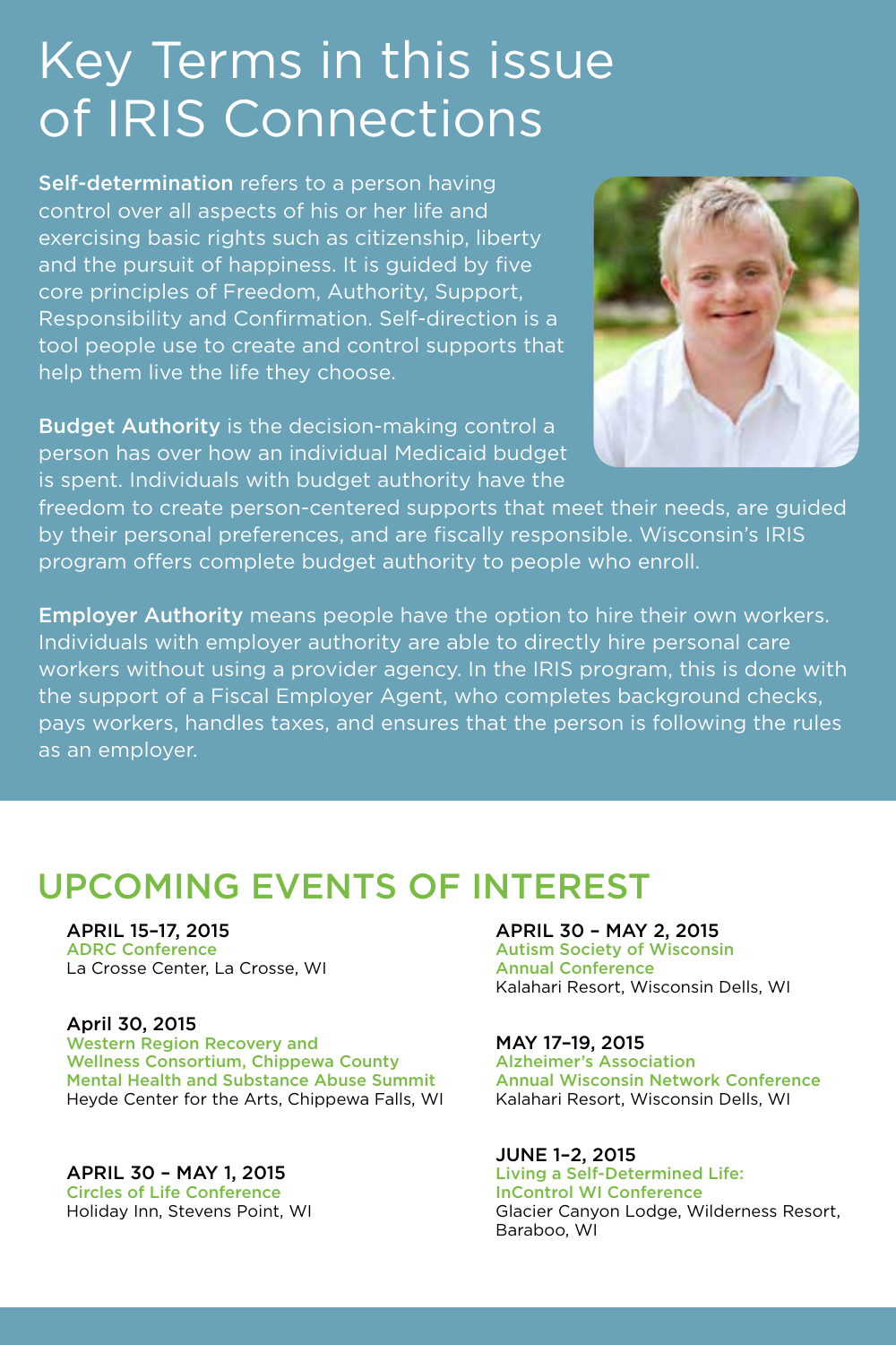# Key Terms in this issue of IRIS Connections

**Self-determination** refers to a person having control over all aspects of his or her life and exercising basic rights such as citizenship, liberty and the pursuit of happiness. It is guided by five core principles of Freedom, Authority, Support, Responsibility and Confirmation. Self-direction is a tool people use to create and control supports that help them live the life they choose.

**Budget Authority** is the decision-making control a person has over how an individual Medicaid budget is spent. Individuals with budget authority have the freedom to create person-centered supports that meet their needs, are guided by their personal preferences, and are fiscally responsible. Wisconsin's IRIS program offers complete budget authority to people who enroll.

**Employer Authority** means people have the option to hire their own workers. Individuals with employer authority are able to directly hire personal care workers without using a provider agency. In the IRIS program, this is done with the support of a Fiscal Employer Agent, who completes background checks, pays workers, handles taxes, and ensures that the person is following the rules as an employer.

## UPCOMING EVENTS OF INTEREST

**APRIL 15–17, 2015**
ADRC Conference
La Crosse Center, La Crosse, WI

**April 30, 2015**
Western Region Recovery and Wellness Consortium, Chippewa County Mental Health and Substance Abuse Summit
Heyde Center for the Arts, Chippewa Falls, WI

**APRIL 30 – MAY 1, 2015**
Circles of Life Conference
Holiday Inn, Stevens Point, WI

**APRIL 30 – MAY 2, 2015**
Autism Society of Wisconsin Annual Conference
Kalahari Resort, Wisconsin Dells, WI

**MAY 17–19, 2015**
Alzheimer's Association Annual Wisconsin Network Conference
Kalahari Resort, Wisconsin Dells, WI

**JUNE 1–2, 2015**
Living a Self-Determined Life: InControl WI Conference
Glacier Canyon Lodge, Wilderness Resort, Baraboo, WI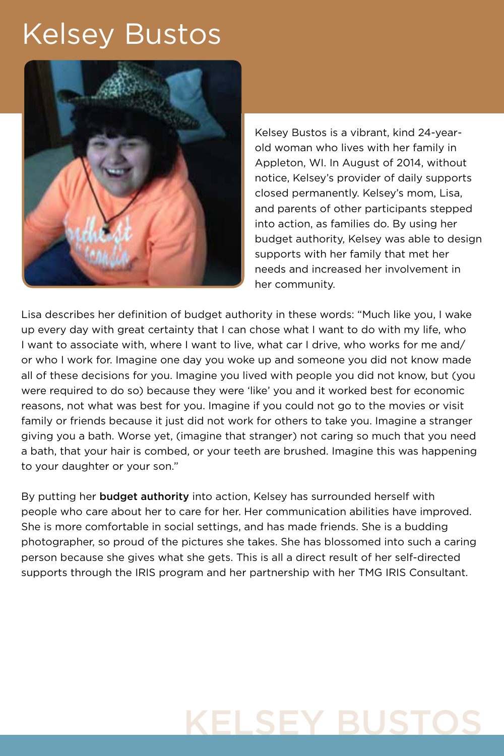# Kelsey Bustos

Kelsey Bustos is a vibrant, kind 24-year-old woman who lives with her family in Appleton, WI. In August of 2014, without notice, Kelsey's provider of daily supports closed permanently. Kelsey's mom, Lisa, and parents of other participants stepped into action, as families do. By using her budget authority, Kelsey was able to design supports with her family that met her needs and increased her involvement in her community.

Lisa describes her definition of budget authority in these words: "Much like you, I wake up every day with great certainty that I can chose what I want to do with my life, who I want to associate with, where I want to live, what car I drive, who works for me and/or who I work for. Imagine one day you woke up and someone you did not know made all of these decisions for you. Imagine you lived with people you did not know, but (you were required to do so) because they were 'like' you and it worked best for economic reasons, not what was best for you. Imagine if you could not go to the movies or visit family or friends because it just did not work for others to take you. Imagine a stranger giving you a bath. Worse yet, (imagine that stranger) not caring so much that you need a bath, that your hair is combed, or your teeth are brushed. Imagine this was happening to your daughter or your son."

By putting her **budget authority** into action, Kelsey has surrounded herself with people who care about her to care for her. Her communication abilities have improved. She is more comfortable in social settings, and has made friends. She is a budding photographer, so proud of the pictures she takes. She has blossomed into such a caring person because she gives what she gets. This is all a direct result of her self-directed supports through the IRIS program and her partnership with her TMG IRIS Consultant.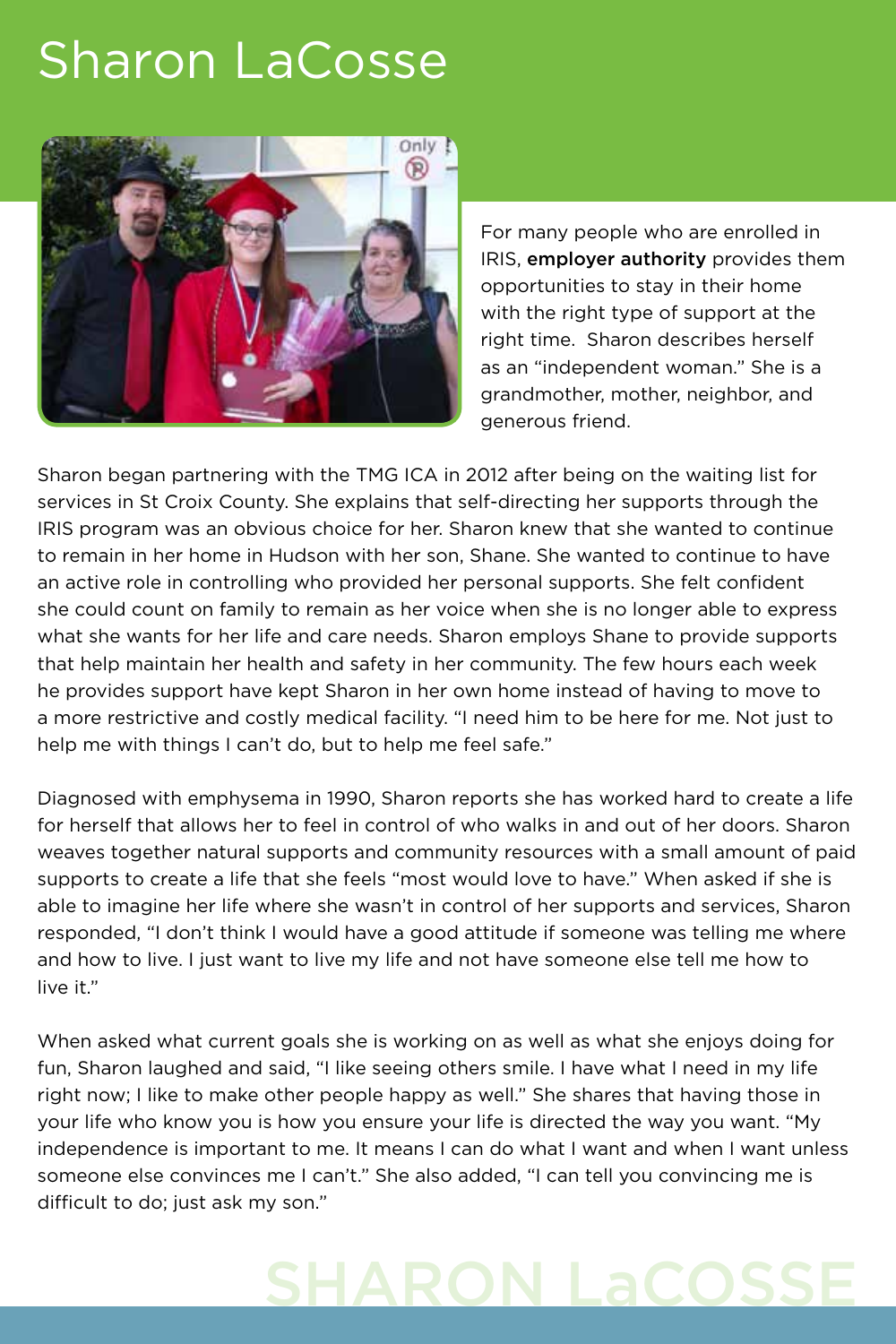# Sharon LaCosse

For many people who are enrolled in IRIS, **employer authority** provides them opportunities to stay in their home with the right type of support at the right time. Sharon describes herself as an "independent woman." She is a grandmother, mother, neighbor, and generous friend.

Sharon began partnering with the TMG ICA in 2012 after being on the waiting list for services in St Croix County. She explains that self-directing her supports through the IRIS program was an obvious choice for her. Sharon knew that she wanted to continue to remain in her home in Hudson with her son, Shane. She wanted to continue to have an active role in controlling who provided her personal supports. She felt confident she could count on family to remain as her voice when she is no longer able to express what she wants for her life and care needs. Sharon employs Shane to provide supports that help maintain her health and safety in her community. The few hours each week he provides support have kept Sharon in her own home instead of having to move to a more restrictive and costly medical facility. "I need him to be here for me. Not just to help me with things I can't do, but to help me feel safe."

Diagnosed with emphysema in 1990, Sharon reports she has worked hard to create a life for herself that allows her to feel in control of who walks in and out of her doors. Sharon weaves together natural supports and community resources with a small amount of paid supports to create a life that she feels "most would love to have." When asked if she is able to imagine her life where she wasn't in control of her supports and services, Sharon responded, "I don't think I would have a good attitude if someone was telling me where and how to live. I just want to live my life and not have someone else tell me how to live it."

When asked what current goals she is working on as well as what she enjoys doing for fun, Sharon laughed and said, "I like seeing others smile. I have what I need in my life right now; I like to make other people happy as well." She shares that having those in your life who know you is how you ensure your life is directed the way you want. "My independence is important to me. It means I can do what I want and when I want unless someone else convinces me I can't." She also added, "I can tell you convincing me is difficult to do; just ask my son."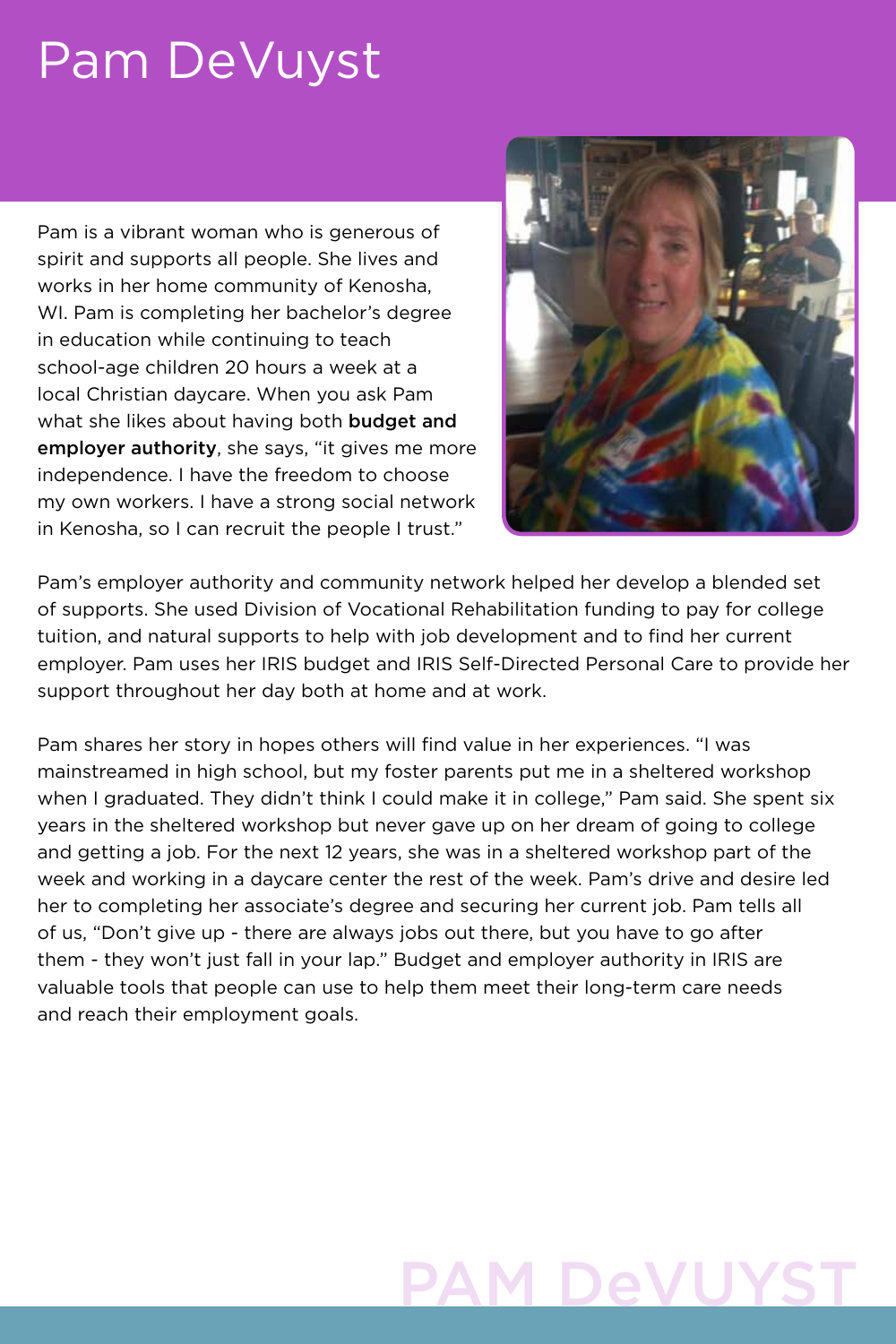# Pam DeVuyst

Pam is a vibrant woman who is generous of spirit and supports all people. She lives and works in her home community of Kenosha, WI. Pam is completing her bachelor's degree in education while continuing to teach school-age children 20 hours a week at a local Christian daycare. When you ask Pam what she likes about having both **budget and employer authority**, she says, "it gives me more independence. I have the freedom to choose my own workers. I have a strong social network in Kenosha, so I can recruit the people I trust."

Pam's employer authority and community network helped her develop a blended set of supports. She used Division of Vocational Rehabilitation funding to pay for college tuition, and natural supports to help with job development and to find her current employer. Pam uses her IRIS budget and IRIS Self-Directed Personal Care to provide her support throughout her day both at home and at work.

Pam shares her story in hopes others will find value in her experiences. "I was mainstreamed in high school, but my foster parents put me in a sheltered workshop when I graduated. They didn't think I could make it in college," Pam said. She spent six years in the sheltered workshop but never gave up on her dream of going to college and getting a job. For the next 12 years, she was in a sheltered workshop part of the week and working in a daycare center the rest of the week. Pam's drive and desire led her to completing her associate's degree and securing her current job. Pam tells all of us, "Don't give up - there are always jobs out there, but you have to go after them - they won't just fall in your lap." Budget and employer authority in IRIS are valuable tools that people can use to help them meet their long-term care needs and reach their employment goals.

PAM DeVUYST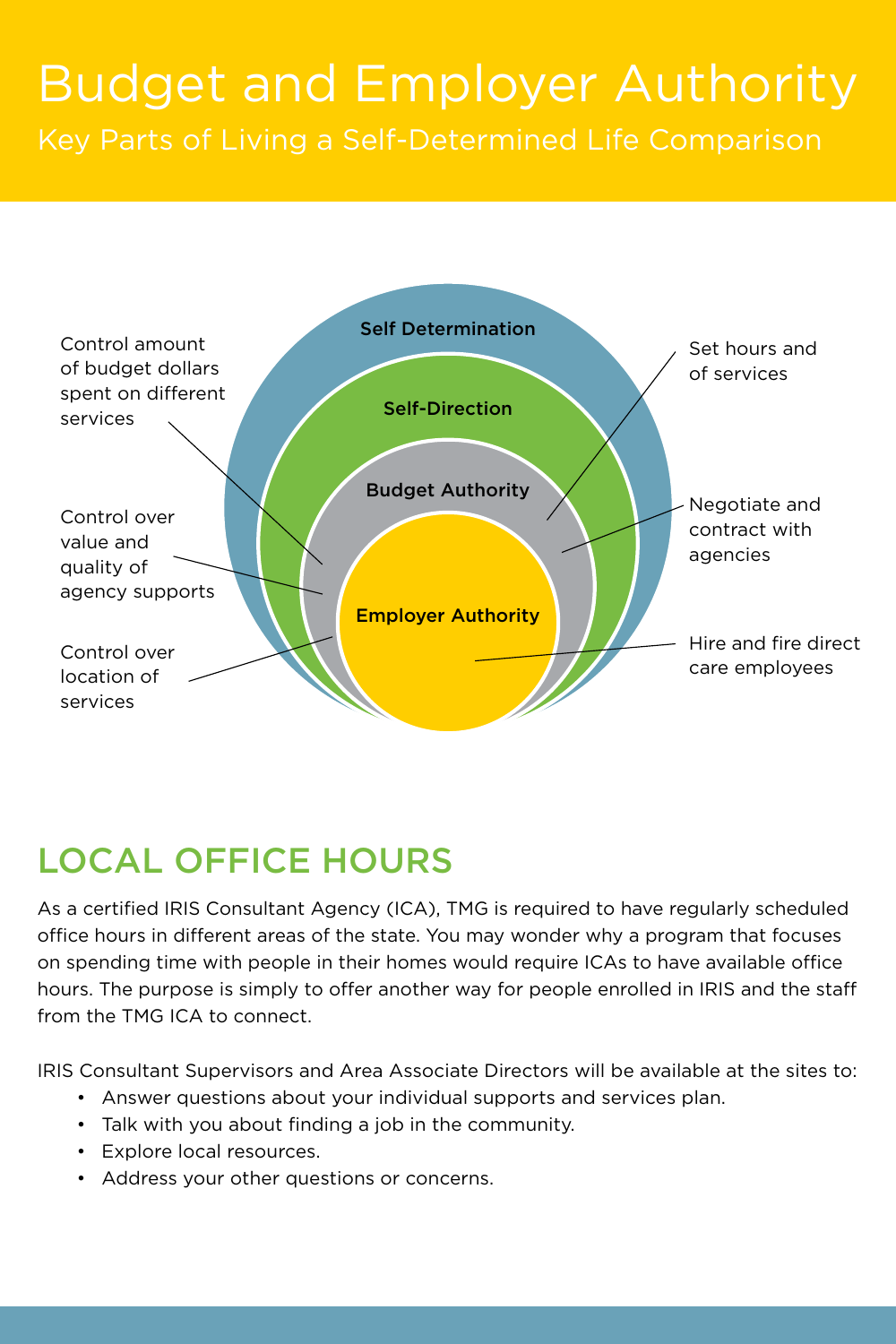# Budget and Employer Authority

## Key Parts of Living a Self-Determined Life Comparison

Self Determination

Self-Direction

Budget Authority

Employer Authority

Control amount of budget dollars spent on different services

Control over value and quality of agency supports

Control over location of services

Set hours and of services

Negotiate and contract with agencies

Hire and fire direct care employees

## LOCAL OFFICE HOURS

As a certified IRIS Consultant Agency (ICA), TMG is required to have regularly scheduled office hours in different areas of the state. You may wonder why a program that focuses on spending time with people in their homes would require ICAs to have available office hours. The purpose is simply to offer another way for people enrolled in IRIS and the staff from the TMG ICA to connect.

IRIS Consultant Supervisors and Area Associate Directors will be available at the sites to:

- Answer questions about your individual supports and services plan.
- Talk with you about finding a job in the community.
- Explore local resources.
- Address your other questions or concerns.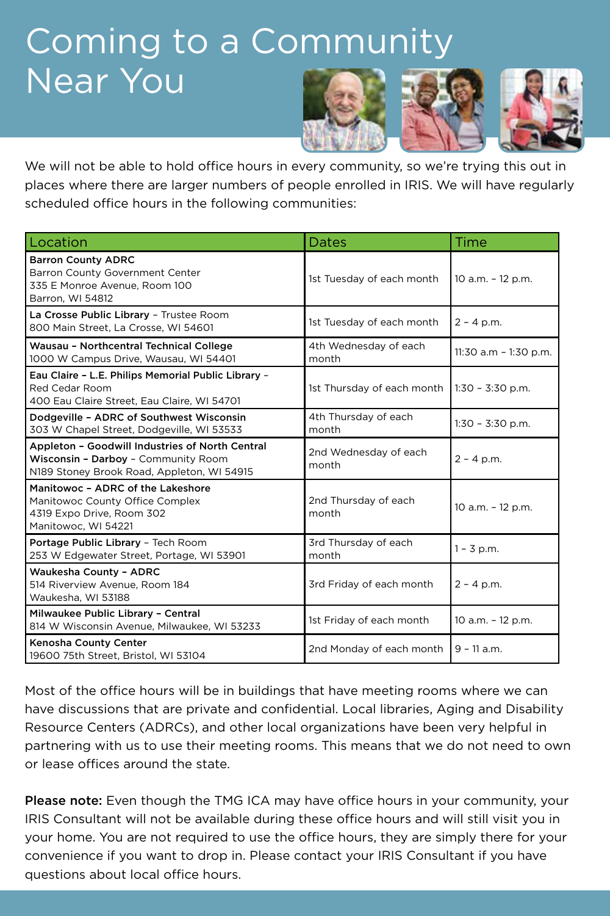# Coming to a Community Near You

We will not be able to hold office hours in every community, so we're trying this out in places where there are larger numbers of people enrolled in IRIS. We will have regularly scheduled office hours in the following communities:

| Location | Dates | Time |
|---|---|---|
| **Barron County ADRC** Barron County Government Center 335 E Monroe Avenue, Room 100 Barron, WI 54812 | 1st Tuesday of each month | 10 a.m. – 12 p.m. |
| **La Crosse Public Library** – Trustee Room 800 Main Street, La Crosse, WI 54601 | 1st Tuesday of each month | 2 – 4 p.m. |
| **Wausau – Northcentral Technical College** 1000 W Campus Drive, Wausau, WI 54401 | 4th Wednesday of each month | 11:30 a.m – 1:30 p.m. |
| **Eau Claire – L.E. Philips Memorial Public Library** – Red Cedar Room 400 Eau Claire Street, Eau Claire, WI 54701 | 1st Thursday of each month | 1:30 – 3:30 p.m. |
| **Dodgeville – ADRC of Southwest Wisconsin** 303 W Chapel Street, Dodgeville, WI 53533 | 4th Thursday of each month | 1:30 – 3:30 p.m. |
| **Appleton – Goodwill Industries of North Central Wisconsin – Darboy** – Community Room N189 Stoney Brook Road, Appleton, WI 54915 | 2nd Wednesday of each month | 2 – 4 p.m. |
| **Manitowoc – ADRC of the Lakeshore** Manitowoc County Office Complex 4319 Expo Drive, Room 302 Manitowoc, WI 54221 | 2nd Thursday of each month | 10 a.m. – 12 p.m. |
| **Portage Public Library** – Tech Room 253 W Edgewater Street, Portage, WI 53901 | 3rd Thursday of each month | 1 – 3 p.m. |
| **Waukesha County – ADRC** 514 Riverview Avenue, Room 184 Waukesha, WI 53188 | 3rd Friday of each month | 2 – 4 p.m. |
| **Milwaukee Public Library – Central** 814 W Wisconsin Avenue, Milwaukee, WI 53233 | 1st Friday of each month | 10 a.m. – 12 p.m. |
| **Kenosha County Center** 19600 75th Street, Bristol, WI 53104 | 2nd Monday of each month | 9 – 11 a.m. |

Most of the office hours will be in buildings that have meeting rooms where we can have discussions that are private and confidential. Local libraries, Aging and Disability Resource Centers (ADRCs), and other local organizations have been very helpful in partnering with us to use their meeting rooms. This means that we do not need to own or lease offices around the state.

**Please note:** Even though the TMG ICA may have office hours in your community, your IRIS Consultant will not be available during these office hours and will still visit you in your home. You are not required to use the office hours, they are simply there for your convenience if you want to drop in. Please contact your IRIS Consultant if you have questions about local office hours.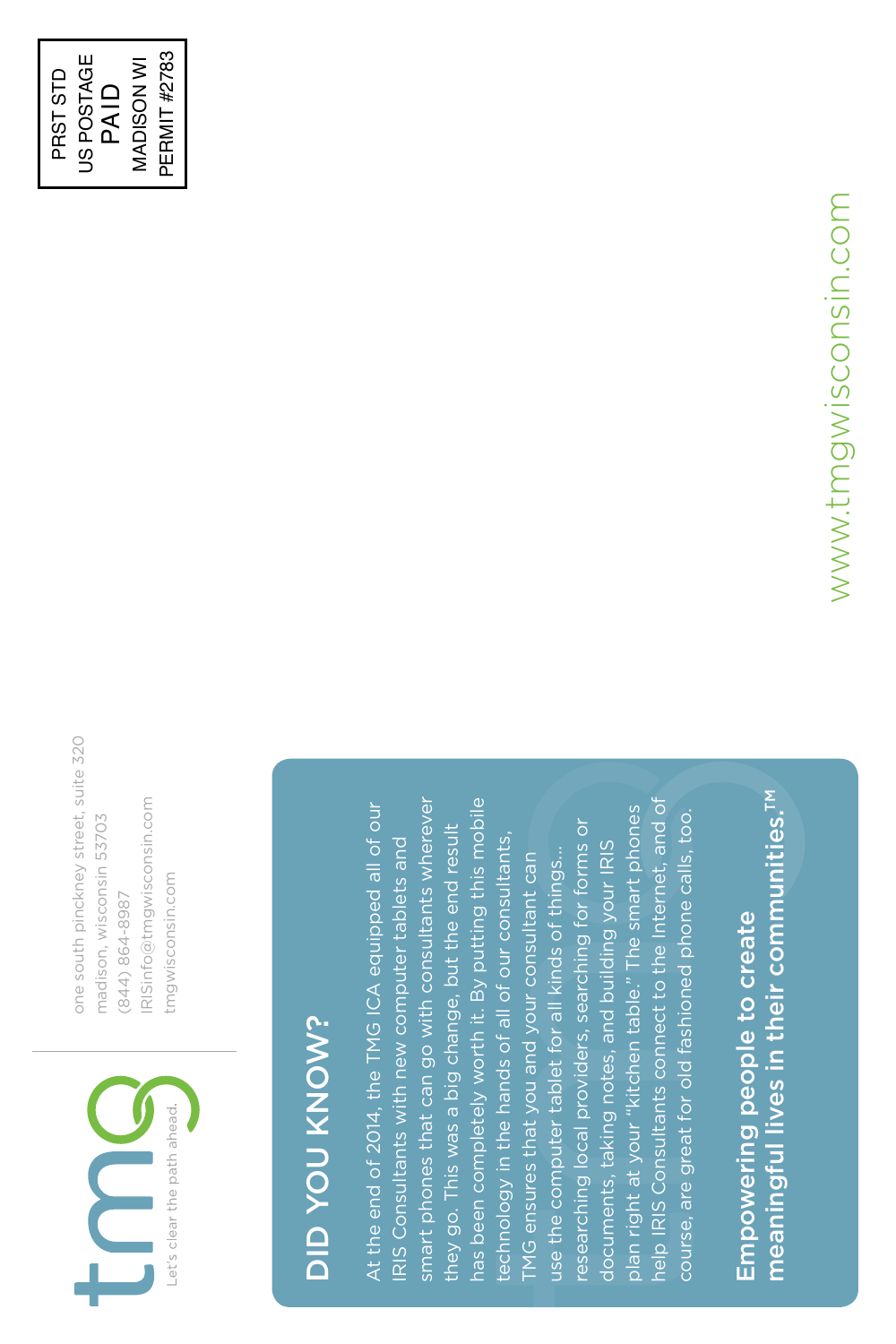tmg

Let's clear the path ahead.

one south pinckney street, suite 320
madison, wisconsin 53703
(844) 864-8987
IRISinfo@tmgwisconsin.com
tmgwisconsin.com

PRST STD
US POSTAGE
PAID
MADISON WI
PERMIT #2783

## DID YOU KNOW?

At the end of 2014, the TMG ICA equipped all of our IRIS Consultants with new computer tablets and smart phones that can go with consultants wherever they go. This was a big change, but the end result has been completely worth it. By putting this mobile technology in the hands of all of our consultants, TMG ensures that you and your consultant can use the computer tablet for all kinds of things… researching local providers, searching for forms or documents, taking notes, and building your IRIS plan right at your "kitchen table." The smart phones help IRIS Consultants connect to the Internet, and of course, are great for old fashioned phone calls, too.

**Empowering people to create meaningful lives in their communities.™**

www.tmgwisconsin.com